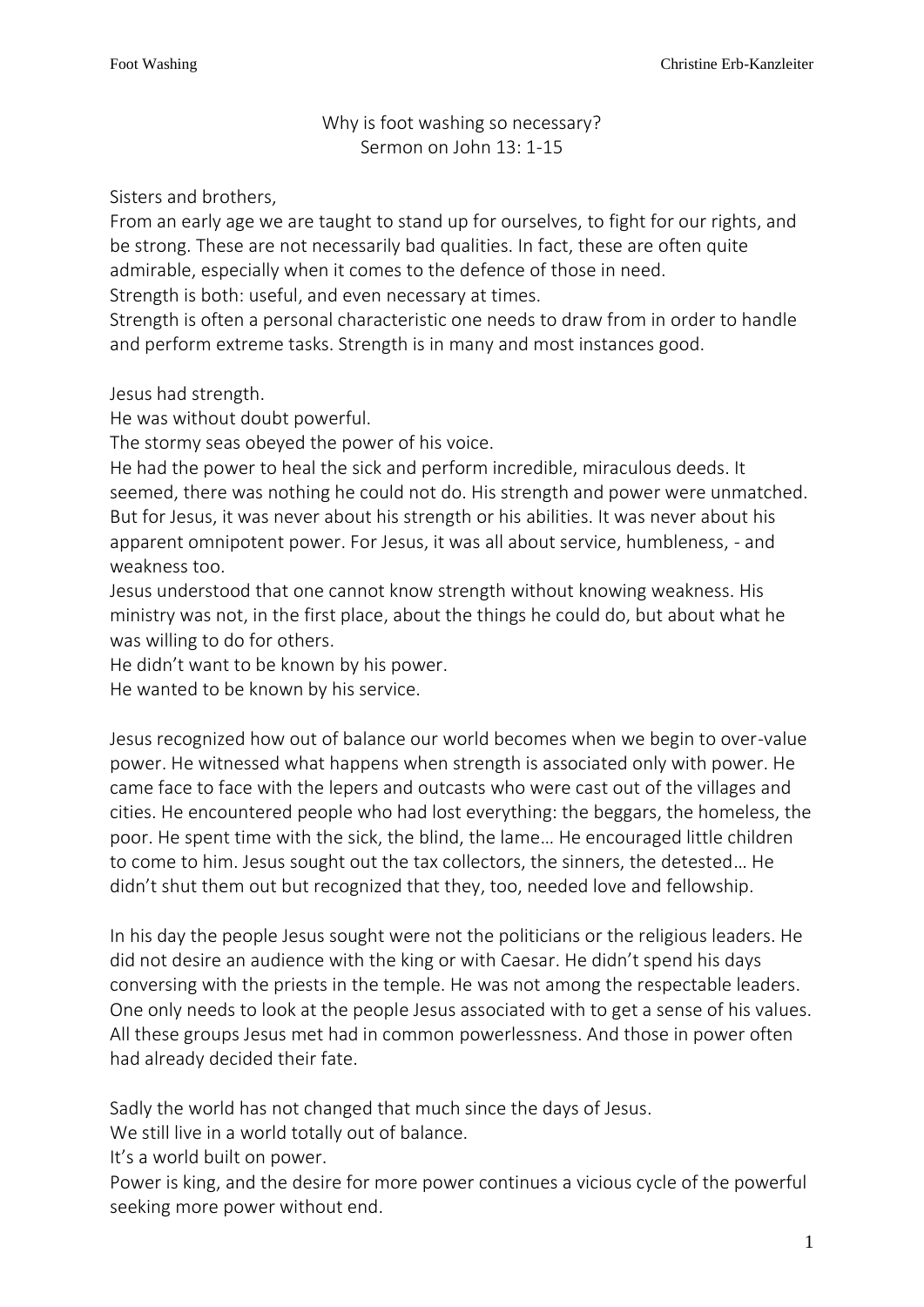# Why is foot washing so necessary?
## Sermon on John 13: 1-15

Sisters and brothers,
From an early age we are taught to stand up for ourselves, to fight for our rights, and be strong. These are not necessarily bad qualities. In fact, these are often quite admirable, especially when it comes to the defence of those in need.
Strength is both: useful, and even necessary at times.
Strength is often a personal characteristic one needs to draw from in order to handle and perform extreme tasks. Strength is in many and most instances good.

Jesus had strength.
He was without doubt powerful.
The stormy seas obeyed the power of his voice.
He had the power to heal the sick and perform incredible, miraculous deeds. It seemed, there was nothing he could not do. His strength and power were unmatched. But for Jesus, it was never about his strength or his abilities. It was never about his apparent omnipotent power. For Jesus, it was all about service, humbleness, - and weakness too.
Jesus understood that one cannot know strength without knowing weakness. His ministry was not, in the first place, about the things he could do, but about what he was willing to do for others.
He didn't want to be known by his power.
He wanted to be known by his service.

Jesus recognized how out of balance our world becomes when we begin to over-value power. He witnessed what happens when strength is associated only with power. He came face to face with the lepers and outcasts who were cast out of the villages and cities. He encountered people who had lost everything: the beggars, the homeless, the poor. He spent time with the sick, the blind, the lame… He encouraged little children to come to him. Jesus sought out the tax collectors, the sinners, the detested… He didn't shut them out but recognized that they, too, needed love and fellowship.

In his day the people Jesus sought were not the politicians or the religious leaders. He did not desire an audience with the king or with Caesar. He didn't spend his days conversing with the priests in the temple. He was not among the respectable leaders. One only needs to look at the people Jesus associated with to get a sense of his values. All these groups Jesus met had in common powerlessness. And those in power often had already decided their fate.

Sadly the world has not changed that much since the days of Jesus.
We still live in a world totally out of balance.
It's a world built on power.
Power is king, and the desire for more power continues a vicious cycle of the powerful seeking more power without end.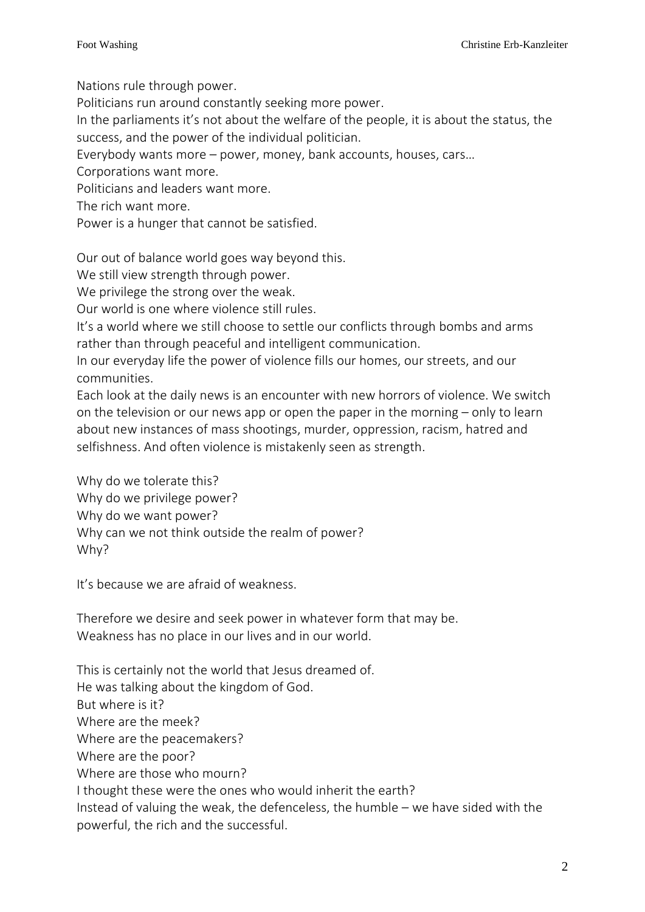Nations rule through power.
Politicians run around constantly seeking more power.
In the parliaments it's not about the welfare of the people, it is about the status, the success, and the power of the individual politician.
Everybody wants more – power, money, bank accounts, houses, cars…
Corporations want more.
Politicians and leaders want more.
The rich want more.
Power is a hunger that cannot be satisfied.

Our out of balance world goes way beyond this.
We still view strength through power.
We privilege the strong over the weak.
Our world is one where violence still rules.
It's a world where we still choose to settle our conflicts through bombs and arms rather than through peaceful and intelligent communication.
In our everyday life the power of violence fills our homes, our streets, and our communities.
Each look at the daily news is an encounter with new horrors of violence. We switch on the television or our news app or open the paper in the morning – only to learn about new instances of mass shootings, murder, oppression, racism, hatred and selfishness. And often violence is mistakenly seen as strength.

Why do we tolerate this?
Why do we privilege power?
Why do we want power?
Why can we not think outside the realm of power?
Why?

It's because we are afraid of weakness.

Therefore we desire and seek power in whatever form that may be.
Weakness has no place in our lives and in our world.

This is certainly not the world that Jesus dreamed of.
He was talking about the kingdom of God.
But where is it?
Where are the meek?
Where are the peacemakers?
Where are the poor?
Where are those who mourn?
I thought these were the ones who would inherit the earth?
Instead of valuing the weak, the defenceless, the humble – we have sided with the powerful, the rich and the successful.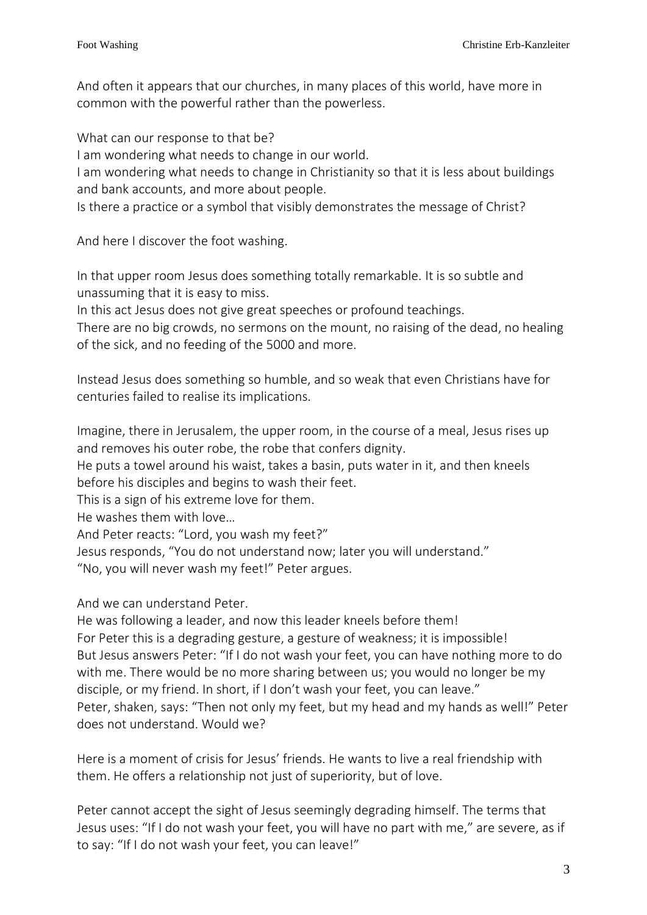And often it appears that our churches, in many places of this world, have more in common with the powerful rather than the powerless.

What can our response to that be?
I am wondering what needs to change in our world.
I am wondering what needs to change in Christianity so that it is less about buildings and bank accounts, and more about people.
Is there a practice or a symbol that visibly demonstrates the message of Christ?

And here I discover the foot washing.

In that upper room Jesus does something totally remarkable. It is so subtle and unassuming that it is easy to miss.
In this act Jesus does not give great speeches or profound teachings.
There are no big crowds, no sermons on the mount, no raising of the dead, no healing of the sick, and no feeding of the 5000 and more.

Instead Jesus does something so humble, and so weak that even Christians have for centuries failed to realise its implications.

Imagine, there in Jerusalem, the upper room, in the course of a meal, Jesus rises up and removes his outer robe, the robe that confers dignity.
He puts a towel around his waist, takes a basin, puts water in it, and then kneels before his disciples and begins to wash their feet.
This is a sign of his extreme love for them.
He washes them with love…
And Peter reacts: "Lord, you wash my feet?"
Jesus responds, "You do not understand now; later you will understand."
"No, you will never wash my feet!" Peter argues.

And we can understand Peter.
He was following a leader, and now this leader kneels before them!
For Peter this is a degrading gesture, a gesture of weakness; it is impossible!
But Jesus answers Peter: "If I do not wash your feet, you can have nothing more to do with me. There would be no more sharing between us; you would no longer be my disciple, or my friend. In short, if I don't wash your feet, you can leave."
Peter, shaken, says: "Then not only my feet, but my head and my hands as well!" Peter does not understand. Would we?

Here is a moment of crisis for Jesus' friends. He wants to live a real friendship with them. He offers a relationship not just of superiority, but of love.

Peter cannot accept the sight of Jesus seemingly degrading himself. The terms that Jesus uses: "If I do not wash your feet, you will have no part with me," are severe, as if to say: "If I do not wash your feet, you can leave!"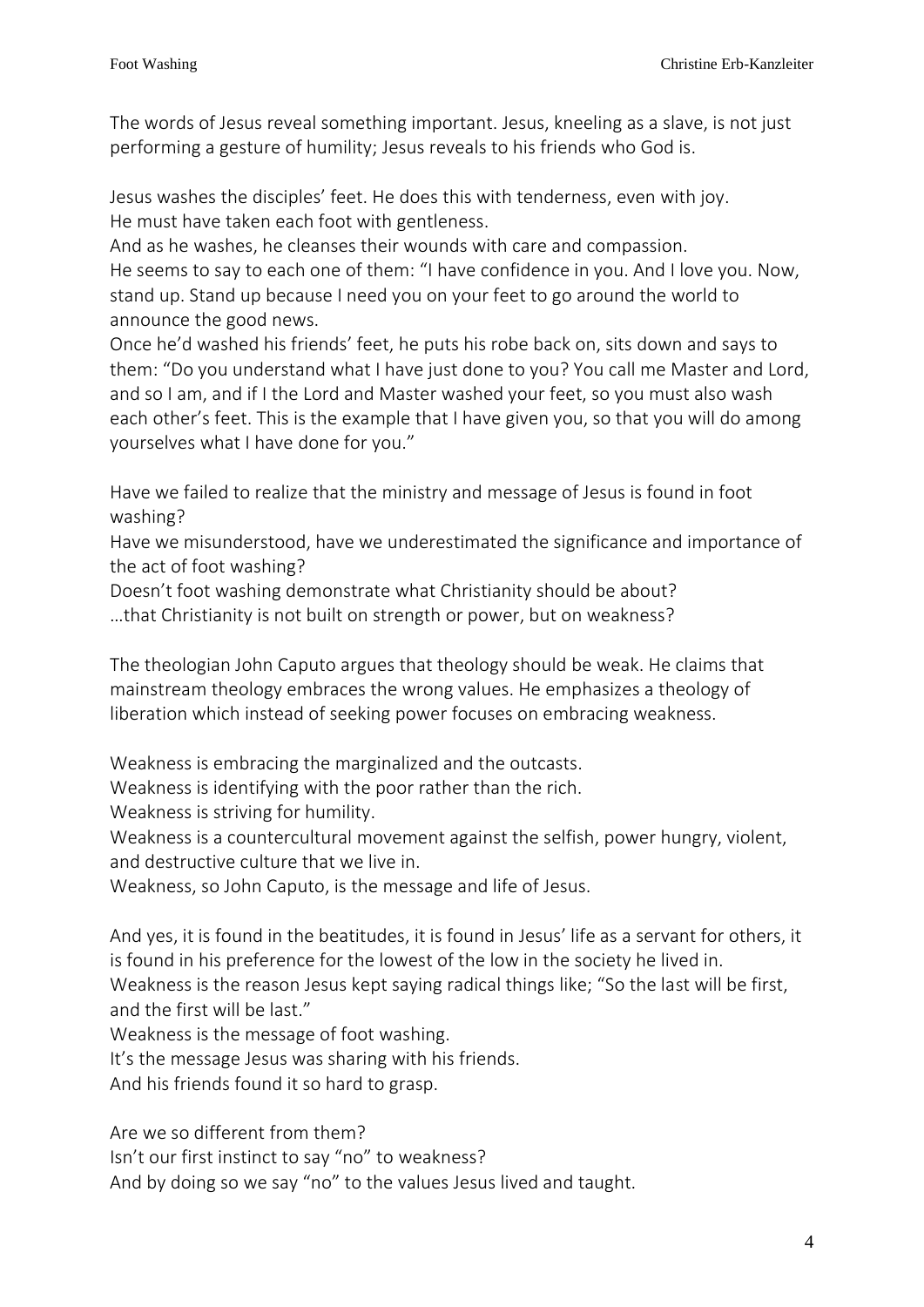The words of Jesus reveal something important. Jesus, kneeling as a slave, is not just performing a gesture of humility; Jesus reveals to his friends who God is.

Jesus washes the disciples' feet. He does this with tenderness, even with joy.
He must have taken each foot with gentleness.
And as he washes, he cleanses their wounds with care and compassion.
He seems to say to each one of them: "I have confidence in you. And I love you. Now, stand up. Stand up because I need you on your feet to go around the world to announce the good news.
Once he'd washed his friends' feet, he puts his robe back on, sits down and says to them: "Do you understand what I have just done to you? You call me Master and Lord, and so I am, and if I the Lord and Master washed your feet, so you must also wash each other's feet. This is the example that I have given you, so that you will do among yourselves what I have done for you."

Have we failed to realize that the ministry and message of Jesus is found in foot washing?
Have we misunderstood, have we underestimated the significance and importance of the act of foot washing?
Doesn't foot washing demonstrate what Christianity should be about?
…that Christianity is not built on strength or power, but on weakness?

The theologian John Caputo argues that theology should be weak. He claims that mainstream theology embraces the wrong values. He emphasizes a theology of liberation which instead of seeking power focuses on embracing weakness.

Weakness is embracing the marginalized and the outcasts.
Weakness is identifying with the poor rather than the rich.
Weakness is striving for humility.
Weakness is a countercultural movement against the selfish, power hungry, violent, and destructive culture that we live in.
Weakness, so John Caputo, is the message and life of Jesus.

And yes, it is found in the beatitudes, it is found in Jesus' life as a servant for others, it is found in his preference for the lowest of the low in the society he lived in.
Weakness is the reason Jesus kept saying radical things like; "So the last will be first, and the first will be last."
Weakness is the message of foot washing.
It's the message Jesus was sharing with his friends.
And his friends found it so hard to grasp.

Are we so different from them?
Isn't our first instinct to say "no" to weakness?
And by doing so we say "no" to the values Jesus lived and taught.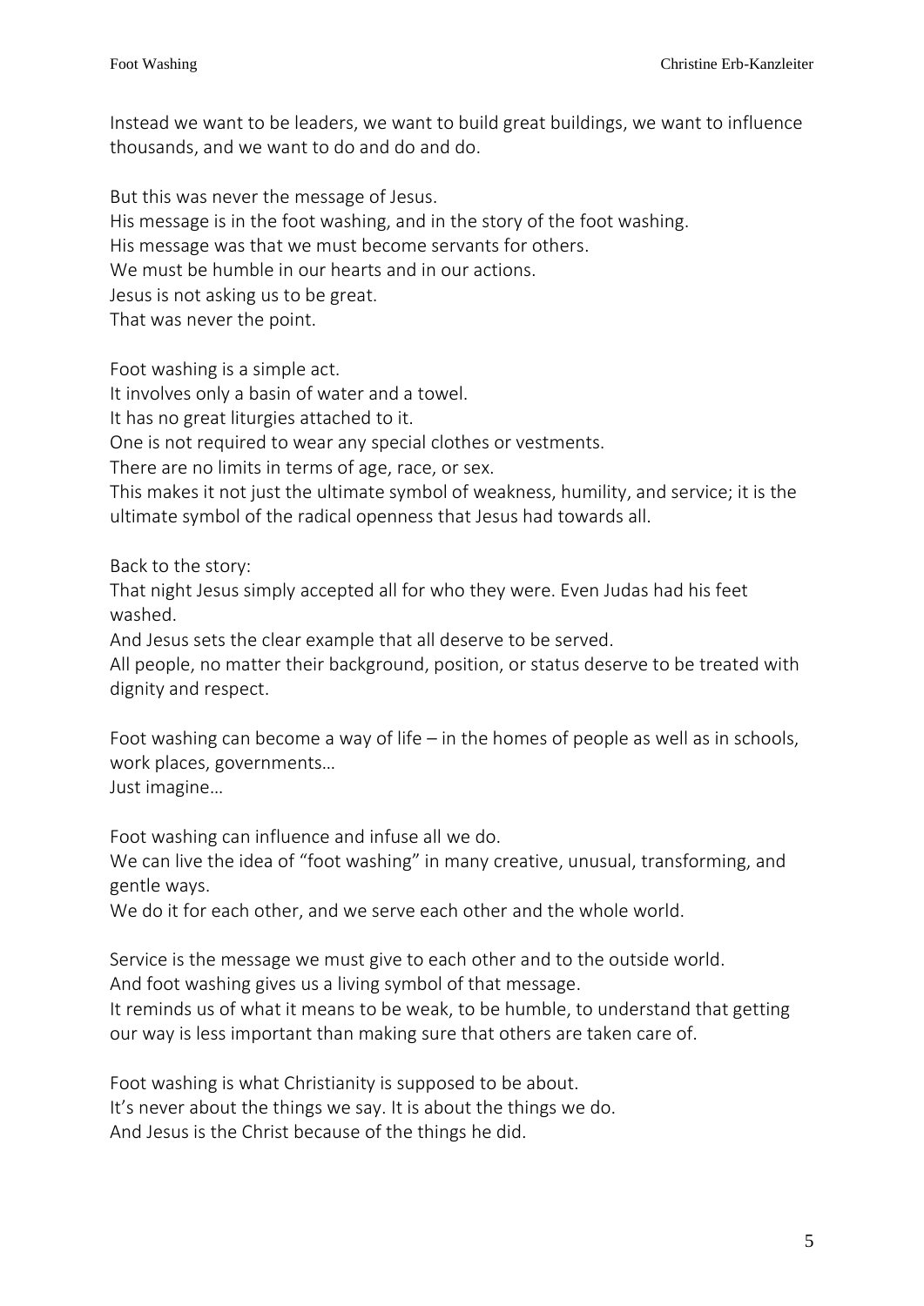Instead we want to be leaders, we want to build great buildings, we want to influence thousands, and we want to do and do and do.

But this was never the message of Jesus.
His message is in the foot washing, and in the story of the foot washing.
His message was that we must become servants for others.
We must be humble in our hearts and in our actions.
Jesus is not asking us to be great.
That was never the point.

Foot washing is a simple act.
It involves only a basin of water and a towel.
It has no great liturgies attached to it.
One is not required to wear any special clothes or vestments.
There are no limits in terms of age, race, or sex.
This makes it not just the ultimate symbol of weakness, humility, and service; it is the ultimate symbol of the radical openness that Jesus had towards all.

Back to the story:
That night Jesus simply accepted all for who they were. Even Judas had his feet washed.
And Jesus sets the clear example that all deserve to be served.
All people, no matter their background, position, or status deserve to be treated with dignity and respect.

Foot washing can become a way of life – in the homes of people as well as in schools, work places, governments…
Just imagine…

Foot washing can influence and infuse all we do.
We can live the idea of "foot washing" in many creative, unusual, transforming, and gentle ways.
We do it for each other, and we serve each other and the whole world.

Service is the message we must give to each other and to the outside world.
And foot washing gives us a living symbol of that message.
It reminds us of what it means to be weak, to be humble, to understand that getting our way is less important than making sure that others are taken care of.

Foot washing is what Christianity is supposed to be about.
It's never about the things we say. It is about the things we do.
And Jesus is the Christ because of the things he did.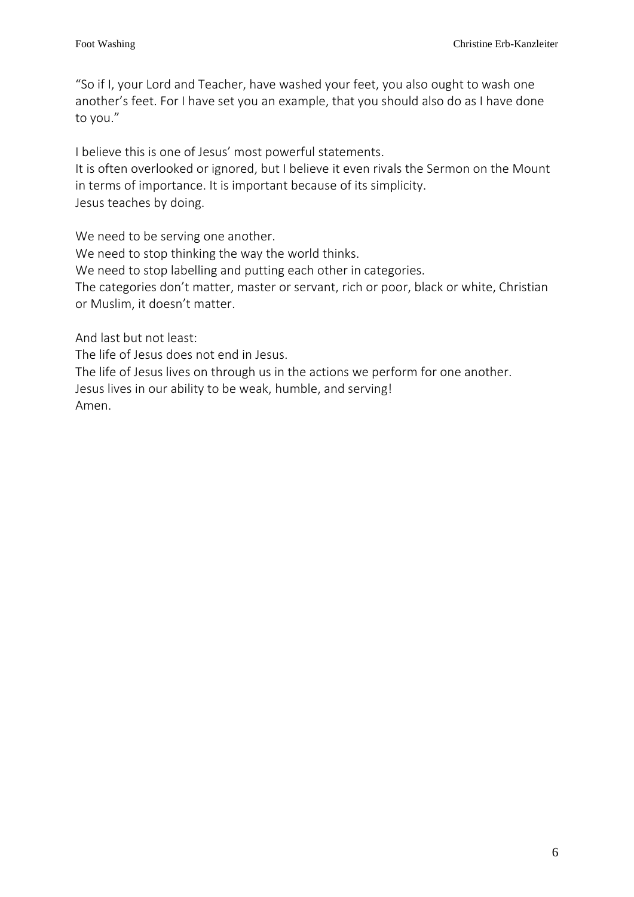"So if I, your Lord and Teacher, have washed your feet, you also ought to wash one another's feet. For I have set you an example, that you should also do as I have done to you."

I believe this is one of Jesus' most powerful statements.
It is often overlooked or ignored, but I believe it even rivals the Sermon on the Mount in terms of importance. It is important because of its simplicity.
Jesus teaches by doing.

We need to be serving one another.
We need to stop thinking the way the world thinks.
We need to stop labelling and putting each other in categories.
The categories don't matter, master or servant, rich or poor, black or white, Christian or Muslim, it doesn't matter.

And last but not least:
The life of Jesus does not end in Jesus.
The life of Jesus lives on through us in the actions we perform for one another.
Jesus lives in our ability to be weak, humble, and serving!
Amen.